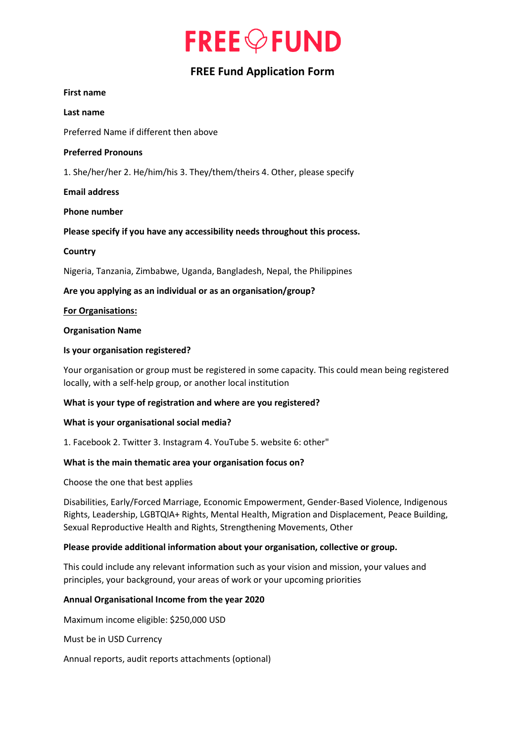# FREE FUND

## FREE Fund Application Form

**First name**

**Last name**

Preferred Name if different then above

**Preferred Pronouns**

1. She/her/her 2. He/him/his 3. They/them/theirs 4. Other, please specify

**Email address**

**Phone number**

**Please specify if you have any accessibility needs throughout this process.**

**Country**

Nigeria, Tanzania, Zimbabwe, Uganda, Bangladesh, Nepal, the Philippines

**Are you applying as an individual or as an organisation/group?**

<u>**For Organisations:**</u>

**Organisation Name**

**Is your organisation registered?**

Your organisation or group must be registered in some capacity. This could mean being registered locally, with a self-help group, or another local institution

**What is your type of registration and where are you registered?**

**What is your organisational social media?**

1. Facebook 2. Twitter 3. Instagram 4. YouTube 5. website 6: other"

**What is the main thematic area your organisation focus on?**

Choose the one that best applies

Disabilities, Early/Forced Marriage, Economic Empowerment, Gender-Based Violence, Indigenous Rights, Leadership, LGBTQIA+ Rights, Mental Health, Migration and Displacement, Peace Building, Sexual Reproductive Health and Rights, Strengthening Movements, Other

**Please provide additional information about your organisation, collective or group.**

This could include any relevant information such as your vision and mission, your values and principles, your background, your areas of work or your upcoming priorities

**Annual Organisational Income from the year 2020**

Maximum income eligible: $250,000 USD

Must be in USD Currency

Annual reports, audit reports attachments (optional)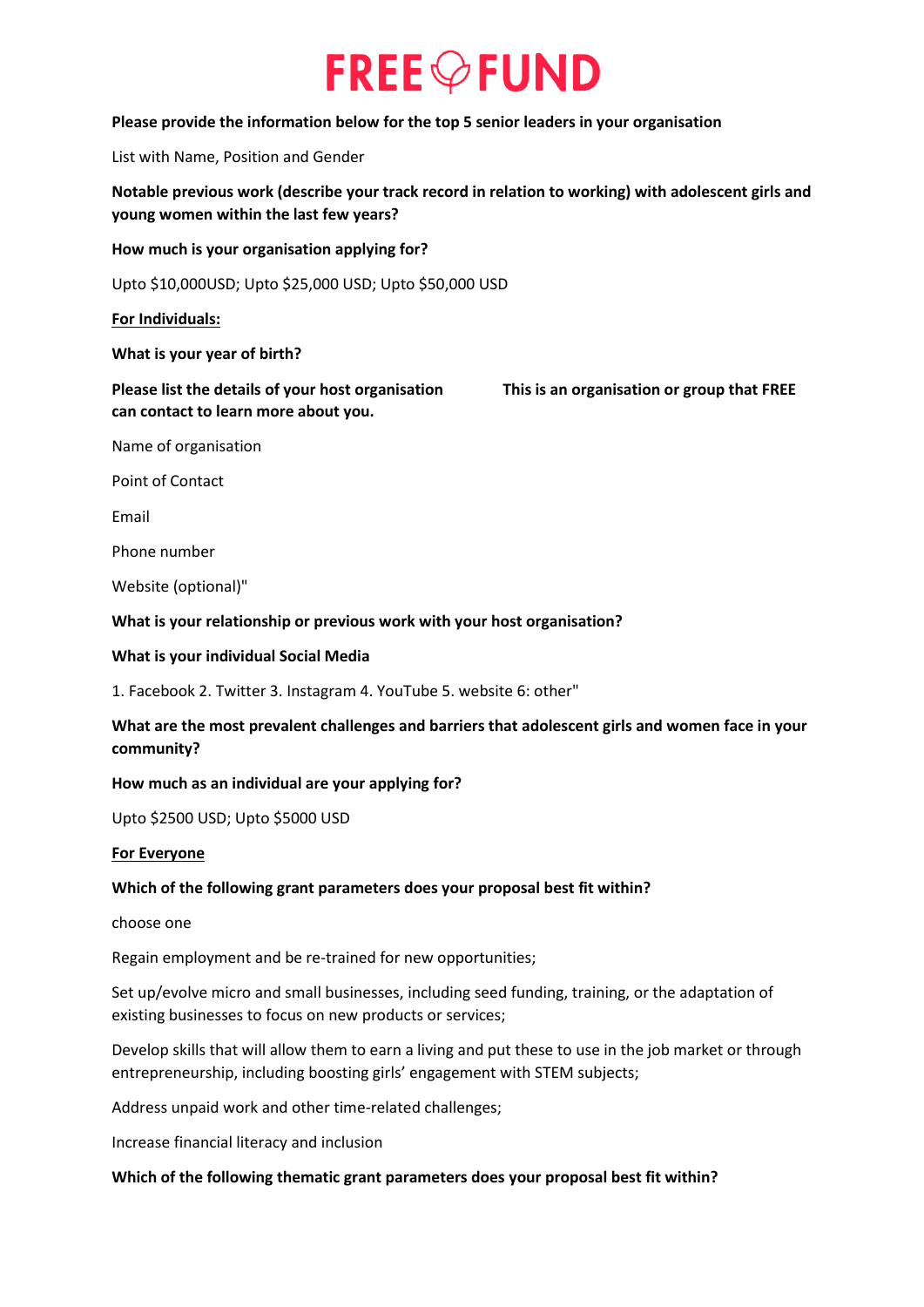**Please provide the information below for the top 5 senior leaders in your organisation**

List with Name, Position and Gender

**Notable previous work (describe your track record in relation to working) with adolescent girls and young women within the last few years?**

**How much is your organisation applying for?**

Upto $10,000USD; Upto $25,000 USD; Upto $50,000 USD

**<u>For Individuals:</u>**

**What is your year of birth?**

**Please list the details of your host organisation This is an organisation or group that FREE can contact to learn more about you.**

Name of organisation

Point of Contact

Email

Phone number

Website (optional)"

**What is your relationship or previous work with your host organisation?**

**What is your individual Social Media**

1. Facebook 2. Twitter 3. Instagram 4. YouTube 5. website 6: other"

**What are the most prevalent challenges and barriers that adolescent girls and women face in your community?**

**How much as an individual are your applying for?**

Upto $2500 USD; Upto $5000 USD

**<u>For Everyone</u>**

**Which of the following grant parameters does your proposal best fit within?**

choose one

Regain employment and be re-trained for new opportunities;

Set up/evolve micro and small businesses, including seed funding, training, or the adaptation of existing businesses to focus on new products or services;

Develop skills that will allow them to earn a living and put these to use in the job market or through entrepreneurship, including boosting girls' engagement with STEM subjects;

Address unpaid work and other time-related challenges;

Increase financial literacy and inclusion

**Which of the following thematic grant parameters does your proposal best fit within?**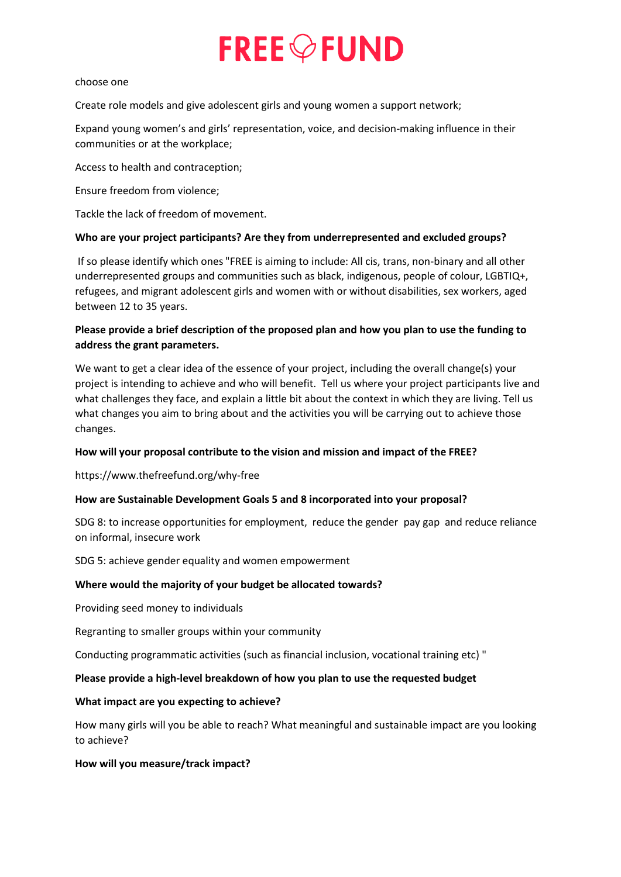choose one

Create role models and give adolescent girls and young women a support network;

Expand young women's and girls' representation, voice, and decision-making influence in their communities or at the workplace;

Access to health and contraception;

Ensure freedom from violence;

Tackle the lack of freedom of movement.

**Who are your project participants? Are they from underrepresented and excluded groups?**

If so please identify which ones "FREE is aiming to include: All cis, trans, non-binary and all other underrepresented groups and communities such as black, indigenous, people of colour, LGBTIQ+, refugees, and migrant adolescent girls and women with or without disabilities, sex workers, aged between 12 to 35 years.

**Please provide a brief description of the proposed plan and how you plan to use the funding to address the grant parameters.**

We want to get a clear idea of the essence of your project, including the overall change(s) your project is intending to achieve and who will benefit. Tell us where your project participants live and what challenges they face, and explain a little bit about the context in which they are living. Tell us what changes you aim to bring about and the activities you will be carrying out to achieve those changes.

**How will your proposal contribute to the vision and mission and impact of the FREE?**

https://www.thefreefund.org/why-free

**How are Sustainable Development Goals 5 and 8 incorporated into your proposal?**

SDG 8: to increase opportunities for employment, reduce the gender pay gap and reduce reliance on informal, insecure work

SDG 5: achieve gender equality and women empowerment

**Where would the majority of your budget be allocated towards?**

Providing seed money to individuals

Regranting to smaller groups within your community

Conducting programmatic activities (such as financial inclusion, vocational training etc) "

**Please provide a high-level breakdown of how you plan to use the requested budget**

**What impact are you expecting to achieve?**

How many girls will you be able to reach? What meaningful and sustainable impact are you looking to achieve?

**How will you measure/track impact?**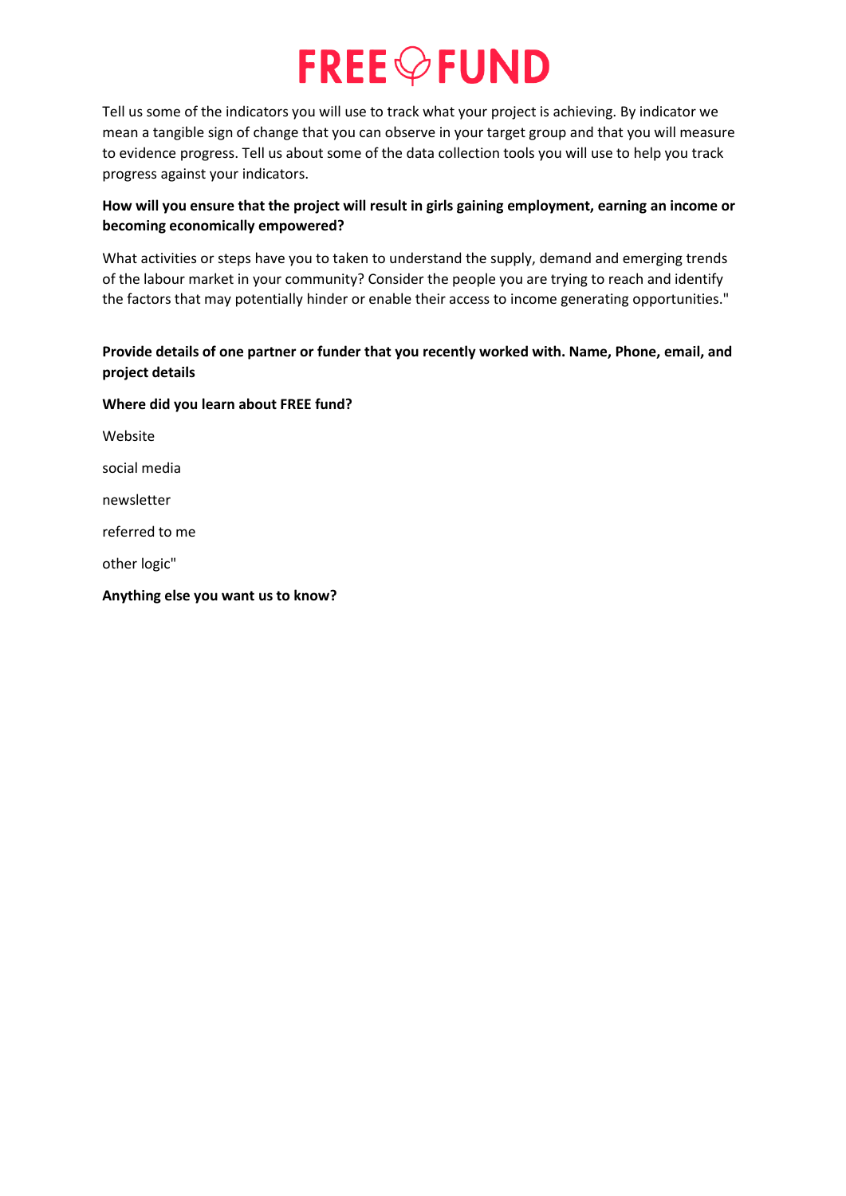Tell us some of the indicators you will use to track what your project is achieving. By indicator we mean a tangible sign of change that you can observe in your target group and that you will measure to evidence progress. Tell us about some of the data collection tools you will use to help you track progress against your indicators.

**How will you ensure that the project will result in girls gaining employment, earning an income or becoming economically empowered?**

What activities or steps have you to taken to understand the supply, demand and emerging trends of the labour market in your community? Consider the people you are trying to reach and identify the factors that may potentially hinder or enable their access to income generating opportunities."

**Provide details of one partner or funder that you recently worked with. Name, Phone, email, and project details**

**Where did you learn about FREE fund?**

Website

social media

newsletter

referred to me

other logic"

**Anything else you want us to know?**